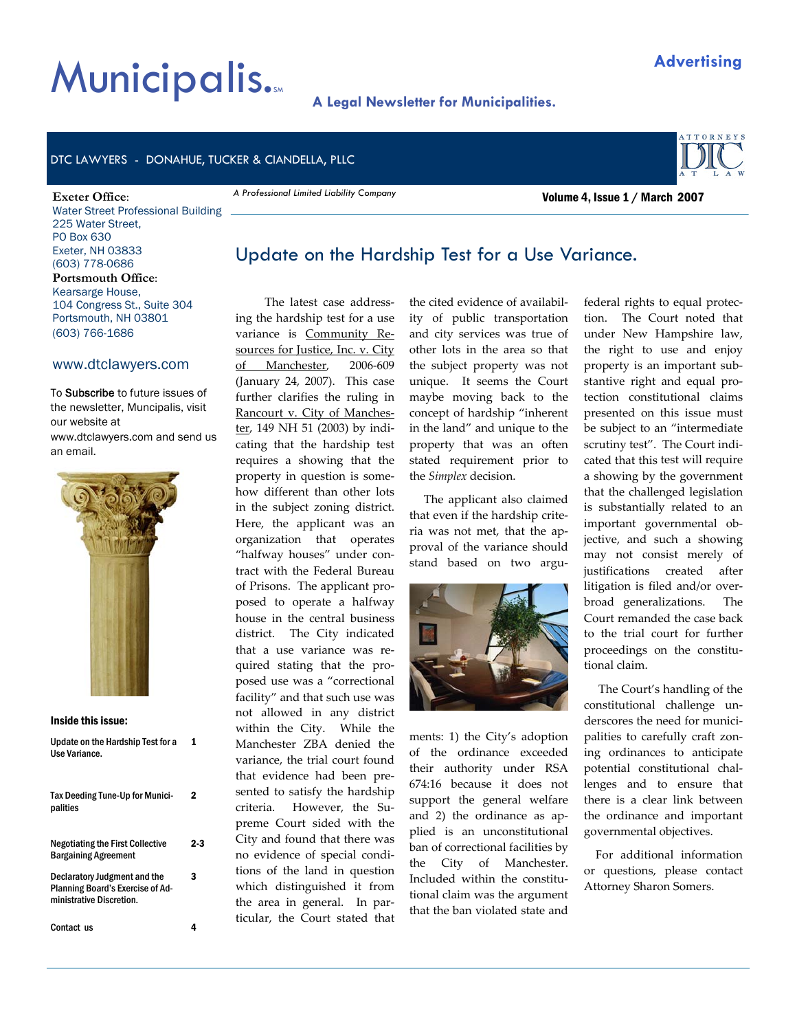# Municipalis.℠

**Advertising**

**A Legal Newsletter for Municipalities.**

DTC LAWYERS - DONAHUE, TUCKER & CIANDELLA, PLLC

*A Professional Limited Liability Company*

**Volume 4, Issue 1 / March 2007**

**Exeter Office:**
Water Street Professional Building
225 Water Street,
PO Box 630
Exeter, NH 03833
(603) 778-0686

**Portsmouth Office:**
Kearsarge House,
104 Congress St., Suite 304
Portsmouth, NH 03801
(603) 766-1686

www.dtclawyers.com

To **Subscribe** to future issues of the newsletter, Muncipalis, visit our website at www.dtclawyers.com and send us an email.

**Inside this issue:**

| | |
|---|---|
| Update on the Hardship Test for a Use Variance. | 1 |
| Tax Deeding Tune-Up for Municipalities | 2 |
| Negotiating the First Collective Bargaining Agreement | 2-3 |
| Declaratory Judgment and the Planning Board's Exercise of Administrative Discretion. | 3 |
| Contact us | 4 |

## Update on the Hardship Test for a Use Variance.

The latest case addressing the hardship test for a use variance is Community Resources for Justice, Inc. v. City of Manchester, 2006-609 (January 24, 2007). This case further clarifies the ruling in Rancourt v. City of Manchester, 149 NH 51 (2003) by indicating that the hardship test requires a showing that the property in question is somehow different than other lots in the subject zoning district. Here, the applicant was an organization that operates "halfway houses" under contract with the Federal Bureau of Prisons. The applicant proposed to operate a halfway house in the central business district. The City indicated that a use variance was required stating that the proposed use was a "correctional facility" and that such use was not allowed in any district within the City. While the Manchester ZBA denied the variance, the trial court found that evidence had been presented to satisfy the hardship criteria. However, the Supreme Court sided with the City and found that there was no evidence of special conditions of the land in question which distinguished it from the area in general. In particular, the Court stated that the cited evidence of availability of public transportation and city services was true of other lots in the area so that the subject property was not unique. It seems the Court maybe moving back to the concept of hardship "inherent in the land" and unique to the property that was an often stated requirement prior to the *Simplex* decision.

The applicant also claimed that even if the hardship criteria was not met, that the approval of the variance should stand based on two arguments: 1) the City's adoption of the ordinance exceeded their authority under RSA 674:16 because it does not support the general welfare and 2) the ordinance as applied is an unconstitutional ban of correctional facilities by the City of Manchester. Included within the constitutional claim was the argument that the ban violated state and federal rights to equal protection. The Court noted that under New Hampshire law, the right to use and enjoy property is an important substantive right and equal protection constitutional claims presented on this issue must be subject to an "intermediate scrutiny test". The Court indicated that this test will require a showing by the government that the challenged legislation is substantially related to an important governmental objective, and such a showing may not consist merely of justifications created after litigation is filed and/or overbroad generalizations. The Court remanded the case back to the trial court for further proceedings on the constitutional claim.

The Court's handling of the constitutional challenge underscores the need for municipalities to carefully craft zoning ordinances to anticipate potential constitutional challenges and to ensure that there is a clear link between the ordinance and important governmental objectives.

For additional information or questions, please contact Attorney Sharon Somers.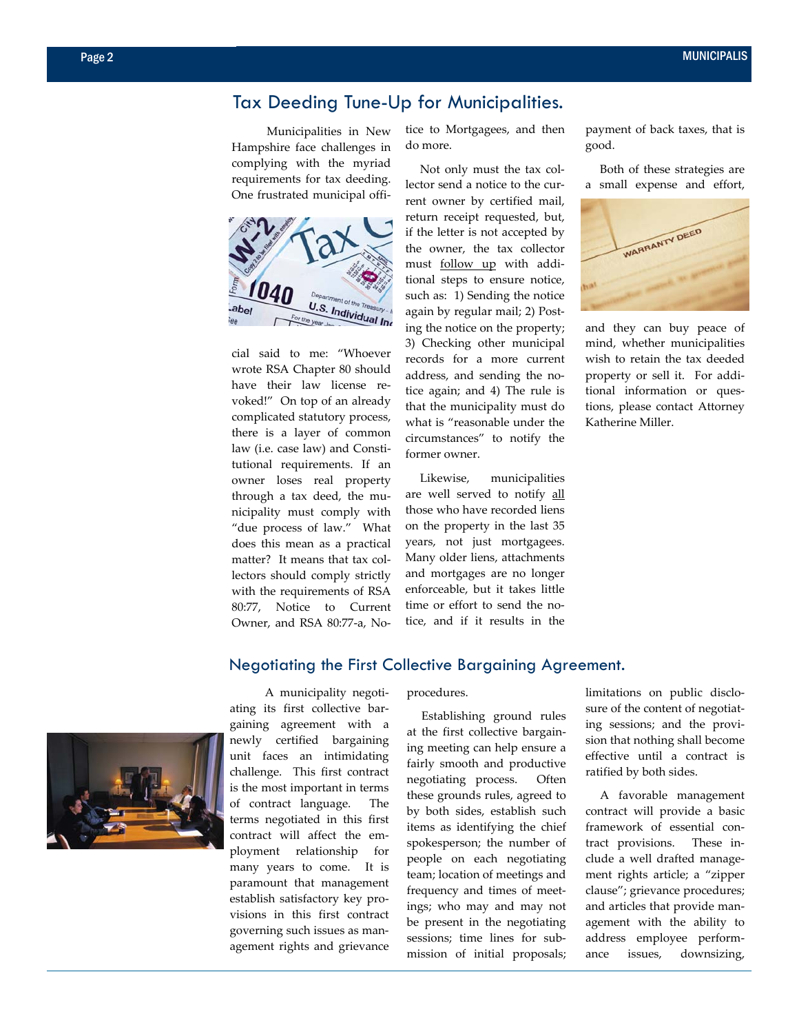## Tax Deeding Tune-Up for Municipalities.

Municipalities in New Hampshire face challenges in complying with the myriad requirements for tax deeding. One frustrated municipal official said to me: "Whoever wrote RSA Chapter 80 should have their law license revoked!" On top of an already complicated statutory process, there is a layer of common law (i.e. case law) and Constitutional requirements. If an owner loses real property through a tax deed, the municipality must comply with "due process of law." What does this mean as a practical matter? It means that tax collectors should comply strictly with the requirements of RSA 80:77, Notice to Current Owner, and RSA 80:77-a, Notice to Mortgagees, and then do more.

Not only must the tax collector send a notice to the current owner by certified mail, return receipt requested, but, if the letter is not accepted by the owner, the tax collector must follow up with additional steps to ensure notice, such as: 1) Sending the notice again by regular mail; 2) Posting the notice on the property; 3) Checking other municipal records for a more current address, and sending the notice again; and 4) The rule is that the municipality must do what is "reasonable under the circumstances" to notify the former owner.

Likewise, municipalities are well served to notify all those who have recorded liens on the property in the last 35 years, not just mortgagees. Many older liens, attachments and mortgages are no longer enforceable, but it takes little time or effort to send the notice, and if it results in the payment of back taxes, that is good.

Both of these strategies are a small expense and effort, and they can buy peace of mind, whether municipalities wish to retain the tax deeded property or sell it. For additional information or questions, please contact Attorney Katherine Miller.

## Negotiating the First Collective Bargaining Agreement.

A municipality negotiating its first collective bargaining agreement with a newly certified bargaining unit faces an intimidating challenge. This first contract is the most important in terms of contract language. The terms negotiated in this first contract will affect the employment relationship for many years to come. It is paramount that management establish satisfactory key provisions in this first contract governing such issues as management rights and grievance procedures.

Establishing ground rules at the first collective bargaining meeting can help ensure a fairly smooth and productive negotiating process. Often these grounds rules, agreed to by both sides, establish such items as identifying the chief spokesperson; the number of people on each negotiating team; location of meetings and frequency and times of meetings; who may and may not be present in the negotiating sessions; time lines for submission of initial proposals; limitations on public disclosure of the content of negotiating sessions; and the provision that nothing shall become effective until a contract is ratified by both sides.

A favorable management contract will provide a basic framework of essential contract provisions. These include a well drafted management rights article; a "zipper clause"; grievance procedures; and articles that provide management with the ability to address employee performance issues, downsizing,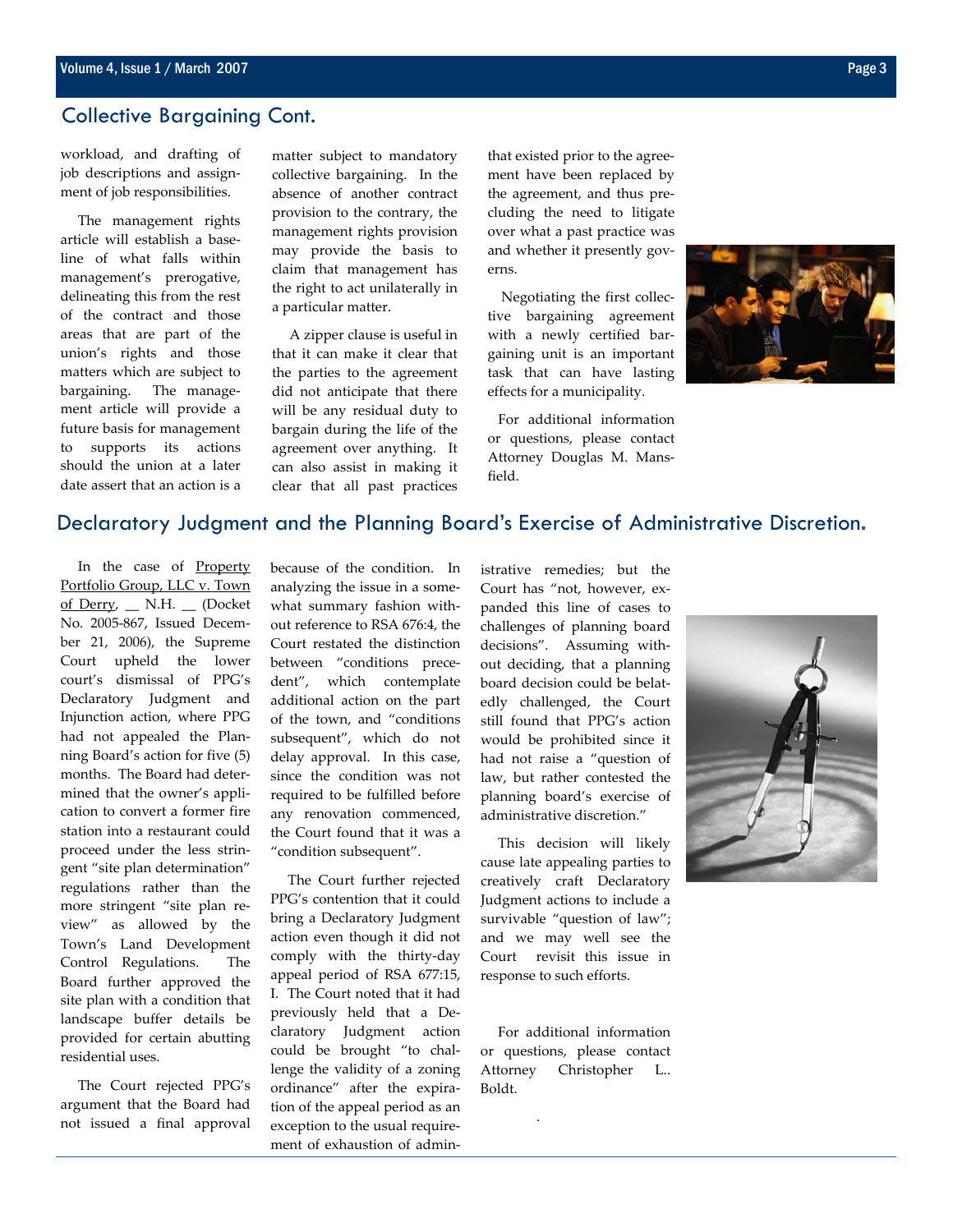## Collective Bargaining Cont.

workload, and drafting of job descriptions and assignment of job responsibilities.

The management rights article will establish a baseline of what falls within management's prerogative, delineating this from the rest of the contract and those areas that are part of the union's rights and those matters which are subject to bargaining. The management article will provide a future basis for management to supports its actions should the union at a later date assert that an action is a matter subject to mandatory collective bargaining. In the absence of another contract provision to the contrary, the management rights provision may provide the basis to claim that management has the right to act unilaterally in a particular matter.

A zipper clause is useful in that it can make it clear that the parties to the agreement did not anticipate that there will be any residual duty to bargain during the life of the agreement over anything. It can also assist in making it clear that all past practices that existed prior to the agreement have been replaced by the agreement, and thus precluding the need to litigate over what a past practice was and whether it presently governs.

Negotiating the first collective bargaining agreement with a newly certified bargaining unit is an important task that can have lasting effects for a municipality.

For additional information or questions, please contact Attorney Douglas M. Mansfield.

## Declaratory Judgment and the Planning Board's Exercise of Administrative Discretion.

In the case of Property Portfolio Group, LLC v. Town of Derry, __ N.H. __ (Docket No. 2005-867, Issued December 21, 2006), the Supreme Court upheld the lower court's dismissal of PPG's Declaratory Judgment and Injunction action, where PPG had not appealed the Planning Board's action for five (5) months. The Board had determined that the owner's application to convert a former fire station into a restaurant could proceed under the less stringent "site plan determination" regulations rather than the more stringent "site plan review" as allowed by the Town's Land Development Control Regulations. The Board further approved the site plan with a condition that landscape buffer details be provided for certain abutting residential uses.

The Court rejected PPG's argument that the Board had not issued a final approval because of the condition. In analyzing the issue in a somewhat summary fashion without reference to RSA 676:4, the Court restated the distinction between "conditions precedent", which contemplate additional action on the part of the town, and "conditions subsequent", which do not delay approval. In this case, since the condition was not required to be fulfilled before any renovation commenced, the Court found that it was a "condition subsequent".

The Court further rejected PPG's contention that it could bring a Declaratory Judgment action even though it did not comply with the thirty-day appeal period of RSA 677:15, I. The Court noted that it had previously held that a Declaratory Judgment action could be brought "to challenge the validity of a zoning ordinance" after the expiration of the appeal period as an exception to the usual requirement of exhaustion of administrative remedies; but the Court has "not, however, expanded this line of cases to challenges of planning board decisions". Assuming without deciding, that a planning board decision could be belatedly challenged, the Court still found that PPG's action would be prohibited since it had not raise a "question of law, but rather contested the planning board's exercise of administrative discretion."

This decision will likely cause late appealing parties to creatively craft Declaratory Judgment actions to include a survivable "question of law"; and we may well see the Court revisit this issue in response to such efforts.

For additional information or questions, please contact Attorney Christopher L.. Boldt.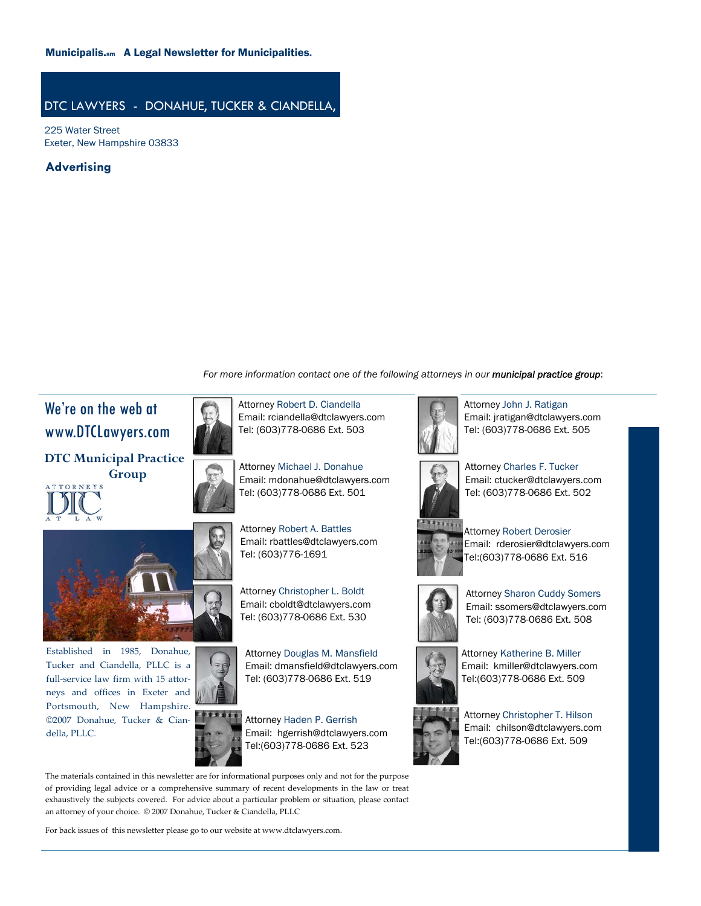Municipalis.sm A Legal Newsletter for Municipalities.

DTC LAWYERS - DONAHUE, TUCKER & CIANDELLA,

225 Water Street
Exeter, New Hampshire 03833

**Advertising**

*For more information contact one of the following attorneys in our **municipal practice group**:*

## We're on the web at www.DTCLawyers.com

**DTC Municipal Practice Group**

Established in 1985, Donahue, Tucker and Ciandella, PLLC is a full-service law firm with 15 attorneys and offices in Exeter and Portsmouth, New Hampshire. ©2007 Donahue, Tucker & Ciandella, PLLC.

Attorney Robert D. Ciandella
Email: rciandella@dtclawyers.com
Tel: (603)778-0686 Ext. 503

Attorney Michael J. Donahue
Email: mdonahue@dtclawyers.com
Tel: (603)778-0686 Ext. 501

Attorney Robert A. Battles
Email: rbattles@dtclawyers.com
Tel: (603)776-1691

Attorney Christopher L. Boldt
Email: cboldt@dtclawyers.com
Tel: (603)778-0686 Ext. 530

Attorney Douglas M. Mansfield
Email: dmansfield@dtclawyers.com
Tel: (603)778-0686 Ext. 519

Attorney Haden P. Gerrish
Email: hgerrish@dtclawyers.com
Tel:(603)778-0686 Ext. 523

Attorney John J. Ratigan
Email: jratigan@dtclawyers.com
Tel: (603)778-0686 Ext. 505

Attorney Charles F. Tucker
Email: ctucker@dtclawyers.com
Tel: (603)778-0686 Ext. 502

Attorney Robert Derosier
Email: rderosier@dtclawyers.com
Tel:(603)778-0686 Ext. 516

Attorney Sharon Cuddy Somers
Email: ssomers@dtclawyers.com
Tel: (603)778-0686 Ext. 508

Attorney Katherine B. Miller
Email: kmiller@dtclawyers.com
Tel:(603)778-0686 Ext. 509

Attorney Christopher T. Hilson
Email: chilson@dtclawyers.com
Tel:(603)778-0686 Ext. 509

The materials contained in this newsletter are for informational purposes only and not for the purpose of providing legal advice or a comprehensive summary of recent developments in the law or treat exhaustively the subjects covered. For advice about a particular problem or situation, please contact an attorney of your choice. © 2007 Donahue, Tucker & Ciandella, PLLC

For back issues of this newsletter please go to our website at www.dtclawyers.com.